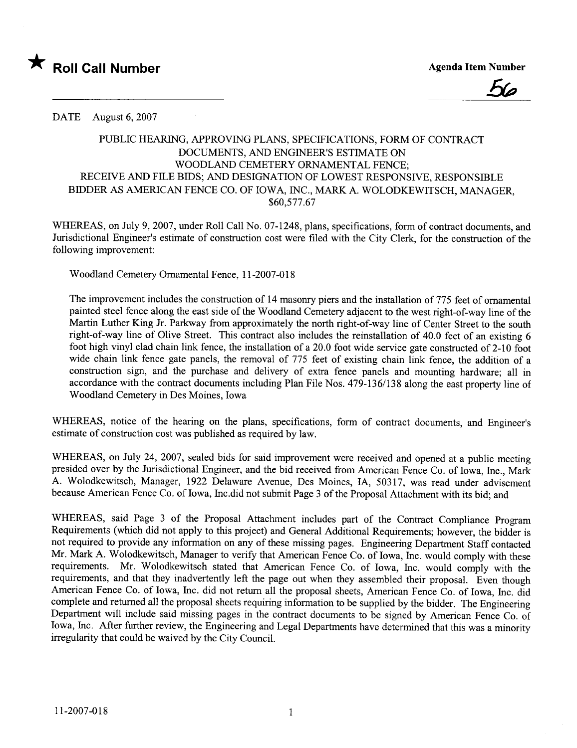★ **Roll Call Number**

**Agenda Item Number**

56

DATE August 6, 2007

PUBLIC HEARING, APPROVING PLANS, SPECIFICATIONS, FORM OF CONTRACT DOCUMENTS, AND ENGINEER'S ESTIMATE ON WOODLAND CEMETERY ORNAMENTAL FENCE; RECEIVE AND FILE BIDS; AND DESIGNATION OF LOWEST RESPONSIVE, RESPONSIBLE BIDDER AS AMERICAN FENCE CO. OF IOWA, INC., MARK A. WOLODKEWITSCH, MANAGER, $60,577.67

WHEREAS, on July 9, 2007, under Roll Call No. 07-1248, plans, specifications, form of contract documents, and Jurisdictional Engineer's estimate of construction cost were filed with the City Clerk, for the construction of the following improvement:

Woodland Cemetery Ornamental Fence, 11-2007-018

The improvement includes the construction of 14 masonry piers and the installation of 775 feet of ornamental painted steel fence along the east side of the Woodland Cemetery adjacent to the west right-of-way line of the Martin Luther King Jr. Parkway from approximately the north right-of-way line of Center Street to the south right-of-way line of Olive Street. This contract also includes the reinstallation of 40.0 feet of an existing 6 foot high vinyl clad chain link fence, the installation of a 20.0 foot wide service gate constructed of 2-10 foot wide chain link fence gate panels, the removal of 775 feet of existing chain link fence, the addition of a construction sign, and the purchase and delivery of extra fence panels and mounting hardware; all in accordance with the contract documents including Plan File Nos. 479-136/138 along the east property line of Woodland Cemetery in Des Moines, Iowa

WHEREAS, notice of the hearing on the plans, specifications, form of contract documents, and Engineer's estimate of construction cost was published as required by law.

WHEREAS, on July 24, 2007, sealed bids for said improvement were received and opened at a public meeting presided over by the Jurisdictional Engineer, and the bid received from American Fence Co. of Iowa, Inc., Mark A. Wolodkewitsch, Manager, 1922 Delaware Avenue, Des Moines, IA, 50317, was read under advisement because American Fence Co. of Iowa, Inc.did not submit Page 3 of the Proposal Attachment with its bid; and

WHEREAS, said Page 3 of the Proposal Attachment includes part of the Contract Compliance Program Requirements (which did not apply to this project) and General Additional Requirements; however, the bidder is not required to provide any information on any of these missing pages. Engineering Department Staff contacted Mr. Mark A. Wolodkewitsch, Manager to verify that American Fence Co. of Iowa, Inc. would comply with these requirements. Mr. Wolodkewitsch stated that American Fence Co. of Iowa, Inc. would comply with the requirements, and that they inadvertently left the page out when they assembled their proposal. Even though American Fence Co. of Iowa, Inc. did not return all the proposal sheets, American Fence Co. of Iowa, Inc. did complete and returned all the proposal sheets requiring information to be supplied by the bidder. The Engineering Department will include said missing pages in the contract documents to be signed by American Fence Co. of Iowa, Inc. After further review, the Engineering and Legal Departments have determined that this was a minority irregularity that could be waived by the City Council.

11-2007-018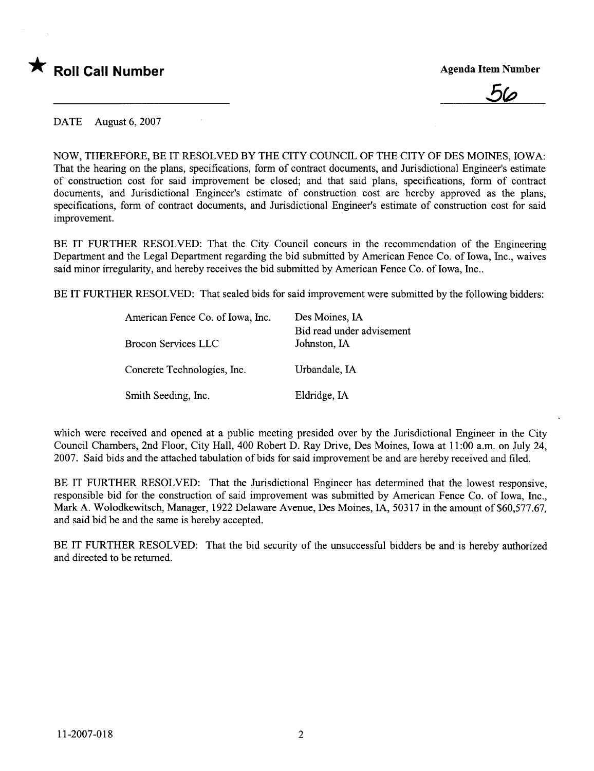★ **Roll Call Number**

**Agenda Item Number**

56

DATE August 6, 2007

NOW, THEREFORE, BE IT RESOLVED BY THE CITY COUNCIL OF THE CITY OF DES MOINES, IOWA: That the hearing on the plans, specifications, form of contract documents, and Jurisdictional Engineer's estimate of construction cost for said improvement be closed; and that said plans, specifications, form of contract documents, and Jurisdictional Engineer's estimate of construction cost are hereby approved as the plans, specifications, form of contract documents, and Jurisdictional Engineer's estimate of construction cost for said improvement.

BE IT FURTHER RESOLVED: That the City Council concurs in the recommendation of the Engineering Department and the Legal Department regarding the bid submitted by American Fence Co. of Iowa, Inc., waives said minor irregularity, and hereby receives the bid submitted by American Fence Co. of Iowa, Inc..

BE IT FURTHER RESOLVED: That sealed bids for said improvement were submitted by the following bidders:

| | |
|---|---|
| American Fence Co. of Iowa, Inc. | Des Moines, IA<br>Bid read under advisement |
| Brocon Services LLC | Johnston, IA |
| Concrete Technologies, Inc. | Urbandale, IA |
| Smith Seeding, Inc. | Eldridge, IA |

which were received and opened at a public meeting presided over by the Jurisdictional Engineer in the City Council Chambers, 2nd Floor, City Hall, 400 Robert D. Ray Drive, Des Moines, Iowa at 11:00 a.m. on July 24, 2007. Said bids and the attached tabulation of bids for said improvement be and are hereby received and filed.

BE IT FURTHER RESOLVED: That the Jurisdictional Engineer has determined that the lowest responsive, responsible bid for the construction of said improvement was submitted by American Fence Co. of Iowa, Inc., Mark A. Wolodkewitsch, Manager, 1922 Delaware Avenue, Des Moines, IA, 50317 in the amount of $60,577.67, and said bid be and the same is hereby accepted.

BE IT FURTHER RESOLVED: That the bid security of the unsuccessful bidders be and is hereby authorized and directed to be returned.

11-2007-018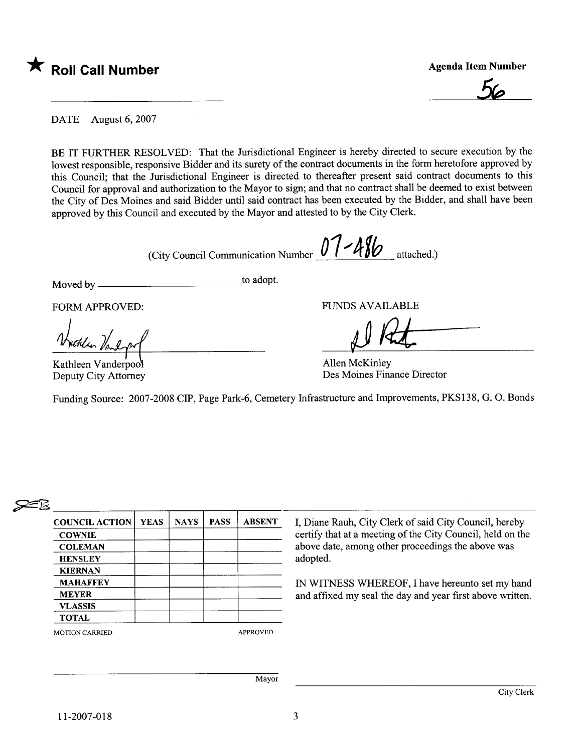★ **Roll Call Number**

**Agenda Item Number**

56

DATE August 6, 2007

BE IT FURTHER RESOLVED: That the Jurisdictional Engineer is hereby directed to secure execution by the lowest responsible, responsive Bidder and its surety of the contract documents in the form heretofore approved by this Council; that the Jurisdictional Engineer is directed to thereafter present said contract documents to this Council for approval and authorization to the Mayor to sign; and that no contract shall be deemed to exist between the City of Des Moines and said Bidder until said contract has been executed by the Bidder, and shall have been approved by this Council and executed by the Mayor and attested to by the City Clerk.

(City Council Communication Number 07-486 attached.)

Moved by ______________________ to adopt.

FORM APPROVED:

Kathleen Vanderpool
Deputy City Attorney

FUNDS AVAILABLE

Allen McKinley
Des Moines Finance Director

Funding Source: 2007-2008 CIP, Page Park-6, Cemetery Infrastructure and Improvements, PKS138, G. O. Bonds

| COUNCIL ACTION | YEAS | NAYS | PASS | ABSENT |
|---|---|---|---|---|
| COWNIE | | | | |
| COLEMAN | | | | |
| HENSLEY | | | | |
| KIERNAN | | | | |
| MAHAFFEY | | | | |
| MEYER | | | | |
| VLASSIS | | | | |
| TOTAL | | | | |

MOTION CARRIED APPROVED

I, Diane Rauh, City Clerk of said City Council, hereby certify that at a meeting of the City Council, held on the above date, among other proceedings the above was adopted.

IN WITNESS WHEREOF, I have hereunto set my hand and affixed my seal the day and year first above written.

Mayor

City Clerk

11-2007-018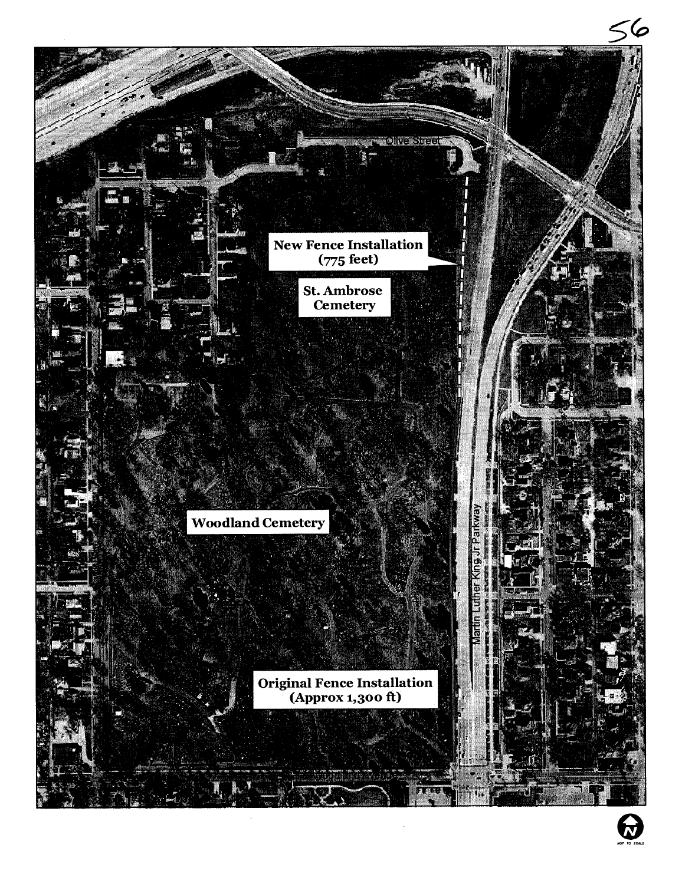Olive Street

New Fence Installation
(775 feet)

St. Ambrose
Cemetery

Woodland Cemetery

Martin Luther King Jr Parkway

Original Fence Installation
(Approx 1,300 ft)

NOT TO SCALE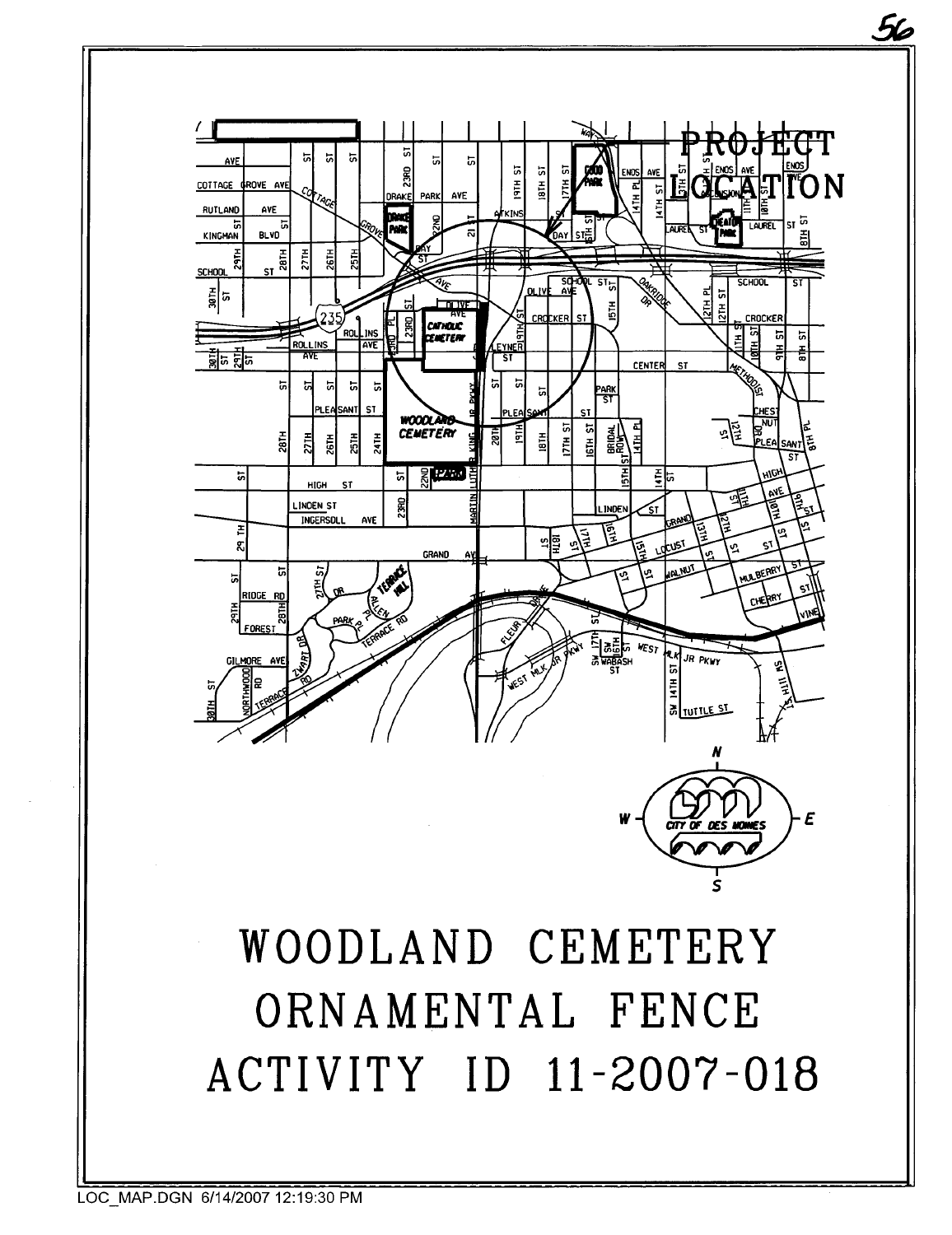PROJECT LOCATION

# WOODLAND CEMETERY ORNAMENTAL FENCE ACTIVITY ID 11-2007-018

LOC_MAP.DGN 6/14/2007 12:19:30 PM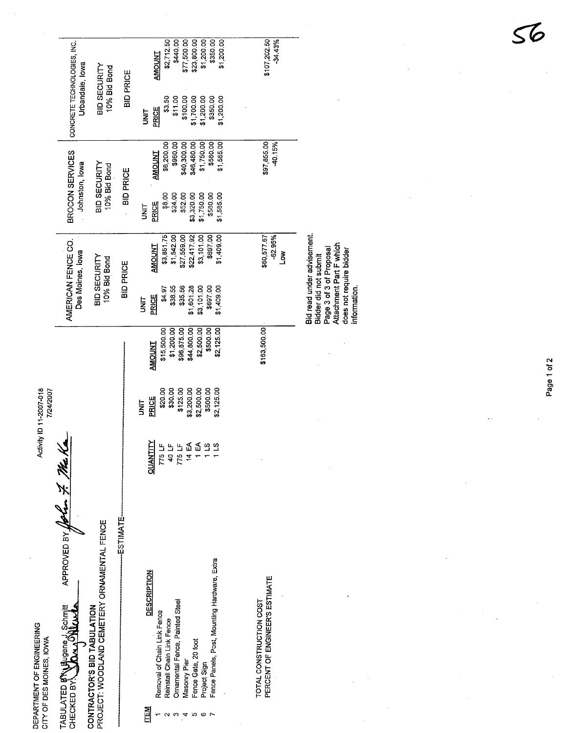DEPARTMENT OF ENGINEERING
CITY OF DES MOINES, IOWA

Activity ID 11-2007-018
7/24/2007

TABULATED BY: Eugene J. Schmitt APPROVED BY: John F. McKa
CHECKED BY: [signature]

**CONTRACTOR'S BID TABULATION**
**PROJECT: WOODLAND CEMETERY ORNAMENTAL FENCE**

| | | | ESTIMATE | | AMERICAN FENCE CO. Des Moines, Iowa | | BROCON SERVICES Johnston, Iowa | | CONCRETE TECHNOLOGIES, INC. Urbandale, Iowa | |
|---|---|---|---|---|---|---|---|---|---|---|
| | | | | | BID SECURITY 10% Bid Bond | | BID SECURITY 10% Bid Bond | | BID SECURITY 10% Bid Bond | |
| | | | | | BID PRICE | | BID PRICE | | BID PRICE | |
| **ITEM** | **DESCRIPTION** | **QUANTITY** | **UNIT PRICE** | **AMOUNT** | **UNIT PRICE** | **AMOUNT** | **UNIT PRICE** | **AMOUNT** | **UNIT PRICE** | **AMOUNT** |
| 1 | Removal of Chain Link Fence | 775 LF | $20.00 | $15,500.00 | $4.97 | $3,851.75 | $8.00 | $6,200.00 | $3.50 | $2,712.50 |
| 2 | Reinstall Chain Link Fence | 40 LF | $30.00 | $1,200.00 | $38.55 | $1,542.00 | $24.00 | $960.00 | $11.00 | $440.00 |
| 3 | Ornamental Fence, Painted Steel | 775 LF | $125.00 | $96,875.00 | $35.56 | $27,559.00 | $52.00 | $40,300.00 | $100.00 | $77,500.00 |
| 4 | Masonry Pier | 14 EA | $3,200.00 | $44,800.00 | $1,601.28 | $22,417.92 | $3,320.00 | $46,480.00 | $1,700.00 | $23,800.00 |
| 5 | Fence Gate, 20 foot | 1 EA | $2,500.00 | $2,500.00 | $3,101.00 | $3,101.00 | $1,750.00 | $1,750.00 | $1,200.00 | $1,200.00 |
| 6 | Project Sign | 1 LS | $500.00 | $500.00 | $697.00 | $697.00 | $580.00 | $580.00 | $350.00 | $350.00 |
| 7 | Fence Panels, Post, Mounting Hardware, Extra | 1 LS | $2,125.00 | $2,125.00 | $1,409.00 | $1,409.00 | $1,585.00 | $1,585.00 | $1,200.00 | $1,200.00 |
| | TOTAL CONSTRUCTION COST | | | $163,500.00 | | $60,577.67 | | $97,855.00 | | $107,202.50 |
| | PERCENT OF ENGINEER'S ESTIMATE | | | | | -62.95% | | -40.15% | | -34.43% |
| | | | | | | Low | | | | |

Bid read under advisement. Bidder did not submit Page 3 of 3 of Proposal Attachment Part F which does not require bidder information.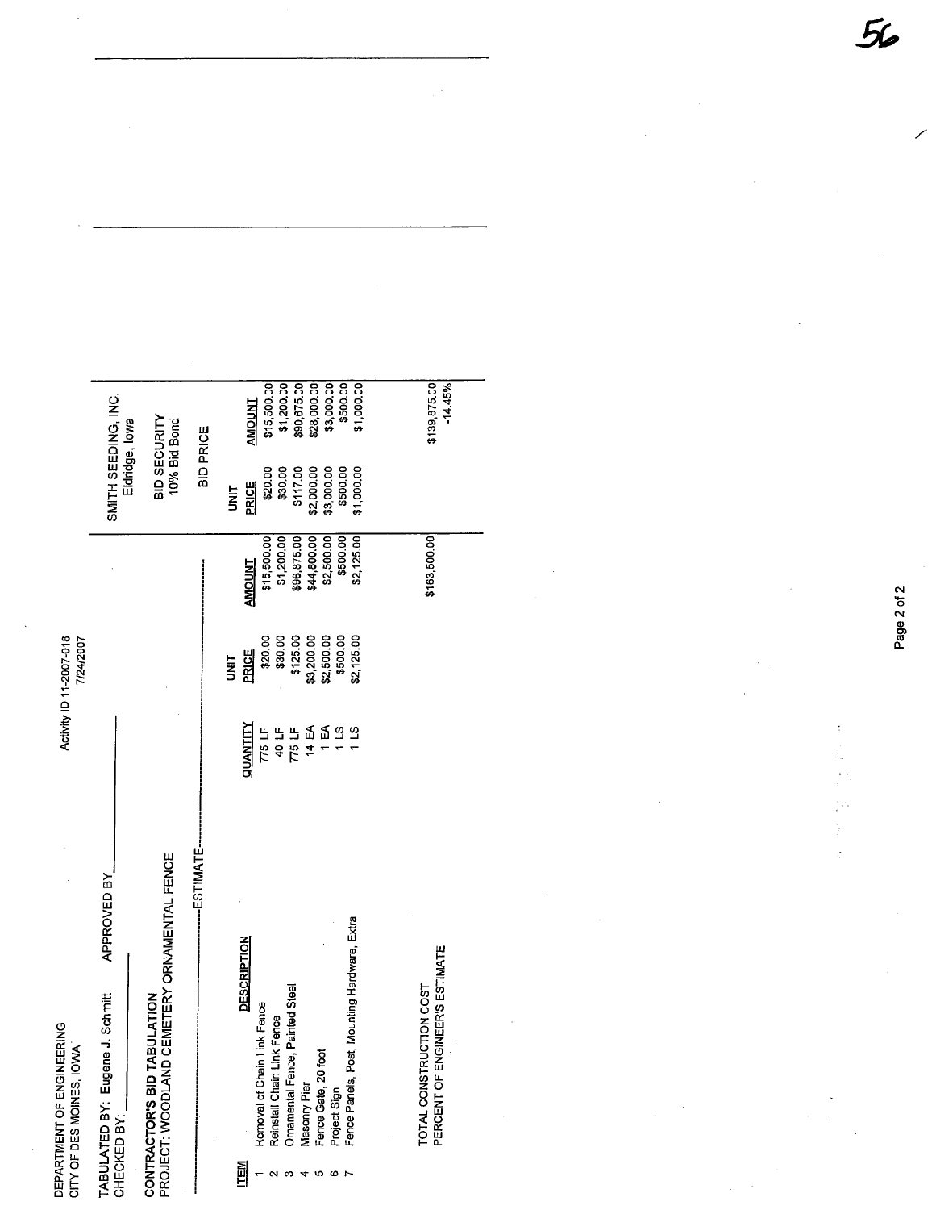DEPARTMENT OF ENGINEERING
CITY OF DES MOINES, IOWA

Activity ID 11-2007-018
7/24/2007

TABULATED BY: Eugene J. Schmitt APPROVED BY\_\_\_\_\_\_\_\_\_\_
CHECKED BY: \_\_\_\_\_\_\_\_\_\_

**CONTRACTOR'S BID TABULATION**
**PROJECT: WOODLAND CEMETERY ORNAMENTAL FENCE**

| | | ESTIMATE | | | SMITH SEEDING, INC. Eldridge, Iowa BID SECURITY 10% Bid Bond BID PRICE | |
|---|---|---|---|---|---|---|
| **ITEM** | **DESCRIPTION** | **QUANTITY** | **UNIT PRICE** | **AMOUNT** | **UNIT PRICE** | **AMOUNT** |
| 1 | Removal of Chain Link Fence | 775 LF | $20.00 | $15,500.00 | $20.00 | $15,500.00 |
| 2 | Reinstall Chain Link Fence | 40 LF | $30.00 | $1,200.00 | $30.00 | $1,200.00 |
| 3 | Ornamental Fence, Painted Steel | 775 LF | $125.00 | $96,875.00 | $117.00 | $90,675.00 |
| 4 | Masonry Pier | 14 EA | $3,200.00 | $44,800.00 | $2,000.00 | $28,000.00 |
| 5 | Fence Gate, 20 foot | 1 EA | $2,500.00 | $2,500.00 | $3,000.00 | $3,000.00 |
| 6 | Project Sign | 1 LS | $500.00 | $500.00 | $500.00 | $500.00 |
| 7 | Fence Panels, Post, Mounting Hardware, Extra | 1 LS | $2,125.00 | $2,125.00 | $1,000.00 | $1,000.00 |
| | TOTAL CONSTRUCTION COST | | | $163,500.00 | | $139,875.00 |
| | PERCENT OF ENGINEER'S ESTIMATE | | | | | -14.45% |

56